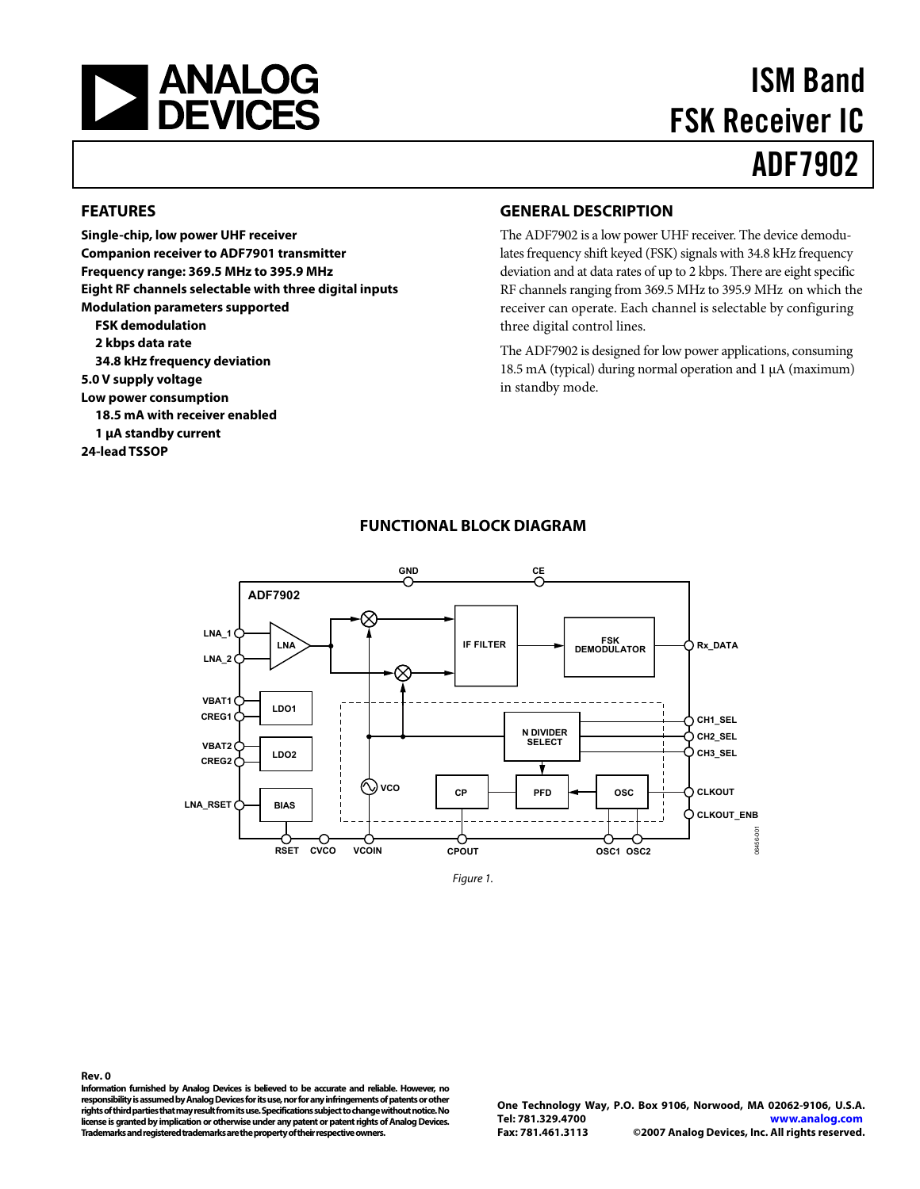# ISM Band FSK Receiver IC

# ADF7902

## FEATURES

**Single-chip, low power UHF receiver**
**Companion receiver to ADF7901 transmitter**
**Frequency range: 369.5 MHz to 395.9 MHz**
**Eight RF channels selectable with three digital inputs**
**Modulation parameters supported**
- **FSK demodulation**
- **2 kbps data rate**
- **34.8 kHz frequency deviation**

**5.0 V supply voltage**
**Low power consumption**
- **18.5 mA with receiver enabled**
- **1 µA standby current**

**24-lead TSSOP**

## GENERAL DESCRIPTION

The ADF7902 is a low power UHF receiver. The device demodulates frequency shift keyed (FSK) signals with 34.8 kHz frequency deviation and at data rates of up to 2 kbps. There are eight specific RF channels ranging from 369.5 MHz to 395.9 MHz on which the receiver can operate. Each channel is selectable by configuring three digital control lines.

The ADF7902 is designed for low power applications, consuming 18.5 mA (typical) during normal operation and 1 µA (maximum) in standby mode.

## FUNCTIONAL BLOCK DIAGRAM

*Figure 1.*

**Rev. 0**

**Information furnished by Analog Devices is believed to be accurate and reliable. However, no responsibility is assumed by Analog Devices for its use, nor for any infringements of patents or other rights of third parties that may result from its use. Specifications subject to change without notice. No license is granted by implication or otherwise under any patent or patent rights of Analog Devices. Trademarks and registered trademarks are the property of their respective owners.**

**One Technology Way, P.O. Box 9106, Norwood, MA 02062-9106, U.S.A.**
**Tel: 781.329.4700** **www.analog.com**
**Fax: 781.461.3113** **©2007 Analog Devices, Inc. All rights reserved.**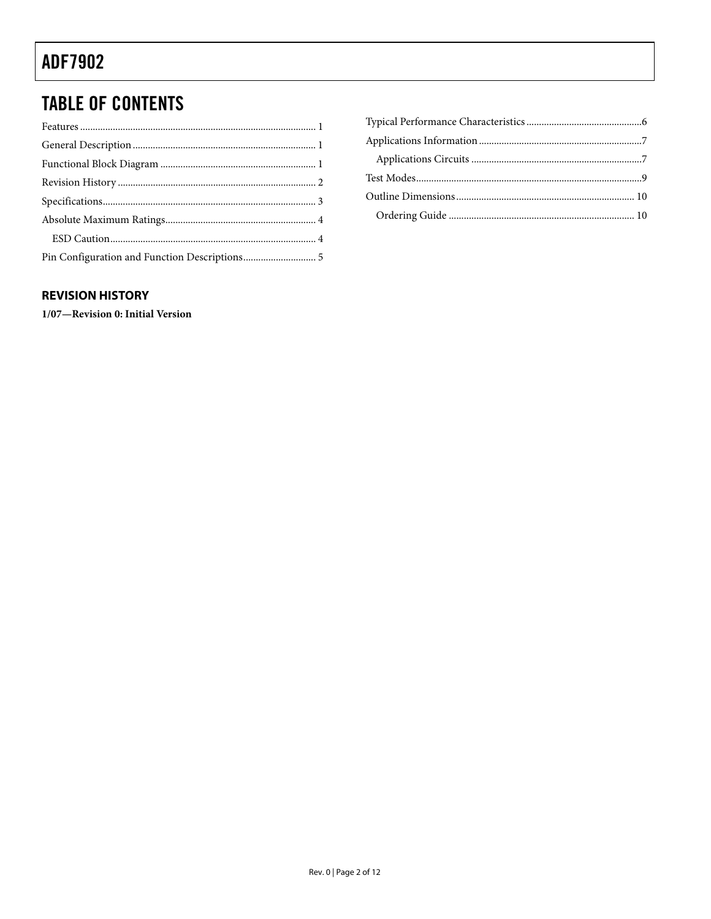## TABLE OF CONTENTS

Features ........................................................................................ 1
General Description ..................................................................... 1
Functional Block Diagram ........................................................... 1
Revision History ........................................................................... 2
Specifications ................................................................................ 3
Absolute Maximum Ratings ......................................................... 4
    ESD Caution .............................................................................. 4
Pin Configuration and Function Descriptions ............................ 5
Typical Performance Characteristics ............................................ 6
Applications Information .............................................................. 7
    Applications Circuits ................................................................. 7
Test Modes ..................................................................................... 9
Outline Dimensions ..................................................................... 10
    Ordering Guide ........................................................................ 10

### REVISION HISTORY

**1/07—Revision 0: Initial Version**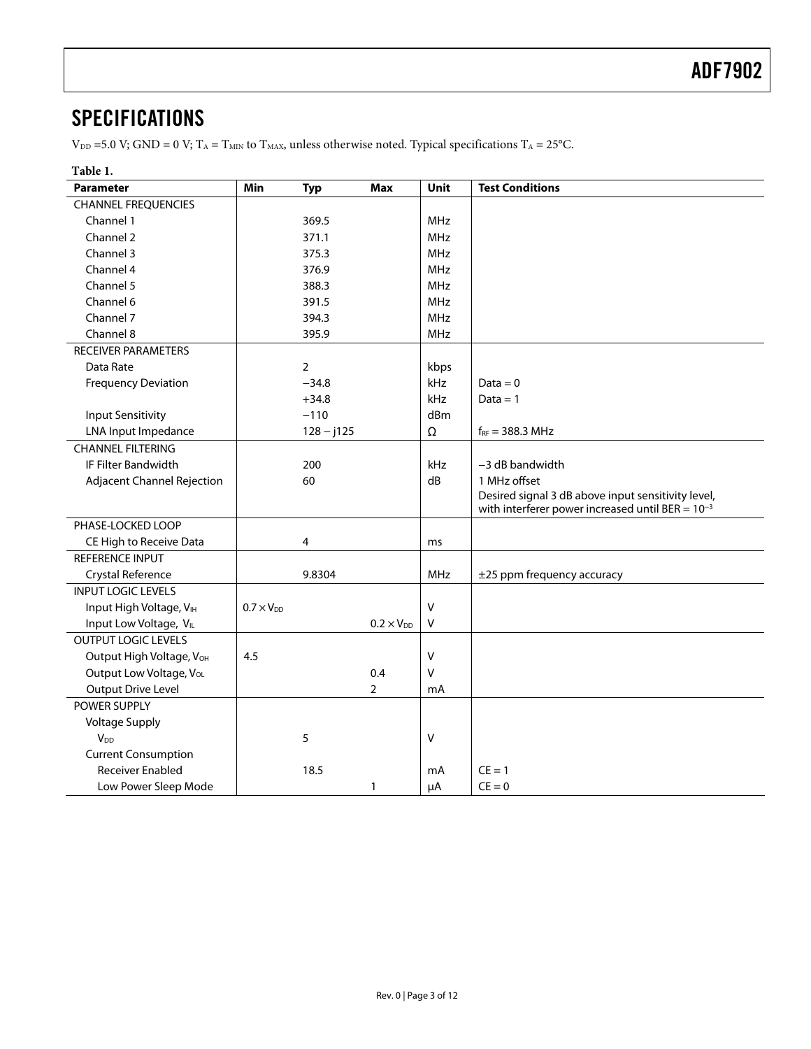# SPECIFICATIONS

$V_{DD}$ =5.0 V; GND = 0 V; $T_A = T_{MIN}$ to $T_{MAX}$, unless otherwise noted. Typical specifications $T_A$ = 25°C.

**Table 1.**

| Parameter | Min | Typ | Max | Unit | Test Conditions |
|---|---|---|---|---|---|
| CHANNEL FREQUENCIES | | | | | |
| Channel 1 | | 369.5 | | MHz | |
| Channel 2 | | 371.1 | | MHz | |
| Channel 3 | | 375.3 | | MHz | |
| Channel 4 | | 376.9 | | MHz | |
| Channel 5 | | 388.3 | | MHz | |
| Channel 6 | | 391.5 | | MHz | |
| Channel 7 | | 394.3 | | MHz | |
| Channel 8 | | 395.9 | | MHz | |
| RECEIVER PARAMETERS | | | | | |
| Data Rate | | 2 | | kbps | |
| Frequency Deviation | | −34.8 | | kHz | Data = 0 |
| | | +34.8 | | kHz | Data = 1 |
| Input Sensitivity | | −110 | | dBm | |
| LNA Input Impedance | | 128 − j125 | | Ω | $f_{RF}$ = 388.3 MHz |
| CHANNEL FILTERING | | | | | |
| IF Filter Bandwidth | | 200 | | kHz | −3 dB bandwidth |
| Adjacent Channel Rejection | | 60 | | dB | 1 MHz offset<br>Desired signal 3 dB above input sensitivity level, with interferer power increased until BER = $10^{-3}$ |
| PHASE-LOCKED LOOP | | | | | |
| CE High to Receive Data | | 4 | | ms | |
| REFERENCE INPUT | | | | | |
| Crystal Reference | | 9.8304 | | MHz | ±25 ppm frequency accuracy |
| INPUT LOGIC LEVELS | | | | | |
| Input High Voltage, $V_{IH}$ | $0.7 \times V_{DD}$ | | | V | |
| Input Low Voltage, $V_{IL}$ | | | $0.2 \times V_{DD}$ | V | |
| OUTPUT LOGIC LEVELS | | | | | |
| Output High Voltage, $V_{OH}$ | 4.5 | | | V | |
| Output Low Voltage, $V_{OL}$ | | | 0.4 | V | |
| Output Drive Level | | | 2 | mA | |
| POWER SUPPLY | | | | | |
| Voltage Supply | | | | | |
| $V_{DD}$ | | 5 | | V | |
| Current Consumption | | | | | |
| Receiver Enabled | | 18.5 | | mA | CE = 1 |
| Low Power Sleep Mode | | | 1 | μA | CE = 0 |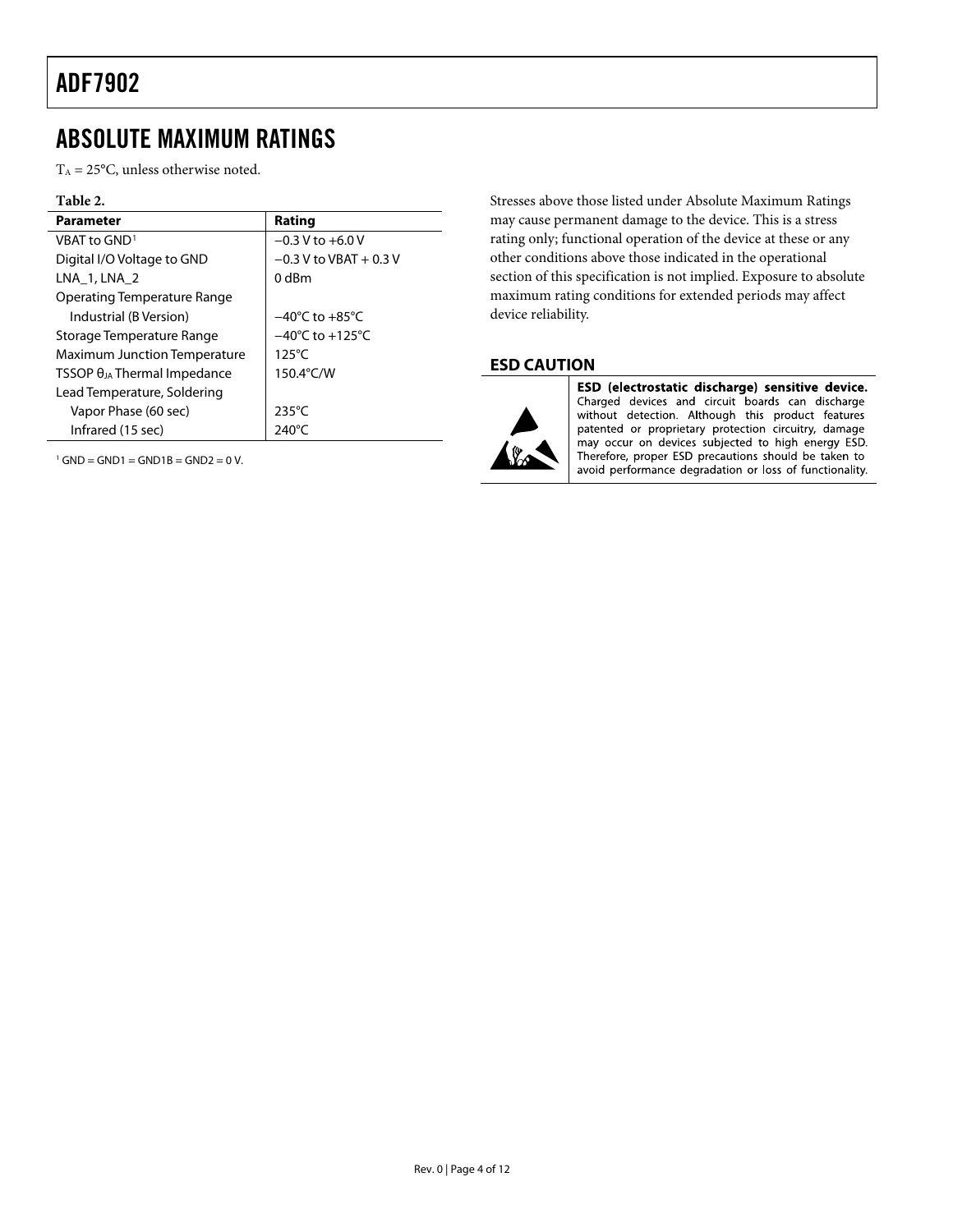## ABSOLUTE MAXIMUM RATINGS

$T_A$ = 25°C, unless otherwise noted.

**Table 2.**

| Parameter | Rating |
|---|---|
| VBAT to GND[1] | −0.3 V to +6.0 V |
| Digital I/O Voltage to GND | −0.3 V to VBAT + 0.3 V |
| LNA_1, LNA_2 | 0 dBm |
| Operating Temperature Range | |
| Industrial (B Version) | −40°C to +85°C |
| Storage Temperature Range | −40°C to +125°C |
| Maximum Junction Temperature | 125°C |
| TSSOP $\theta_{JA}$ Thermal Impedance | 150.4°C/W |
| Lead Temperature, Soldering | |
| Vapor Phase (60 sec) | 235°C |
| Infrared (15 sec) | 240°C |

[1] GND = GND1 = GND1B = GND2 = 0 V.

Stresses above those listed under Absolute Maximum Ratings may cause permanent damage to the device. This is a stress rating only; functional operation of the device at these or any other conditions above those indicated in the operational section of this specification is not implied. Exposure to absolute maximum rating conditions for extended periods may affect device reliability.

### ESD CAUTION

**ESD (electrostatic discharge) sensitive device.** Charged devices and circuit boards can discharge without detection. Although this product features patented or proprietary protection circuitry, damage may occur on devices subjected to high energy ESD. Therefore, proper ESD precautions should be taken to avoid performance degradation or loss of functionality.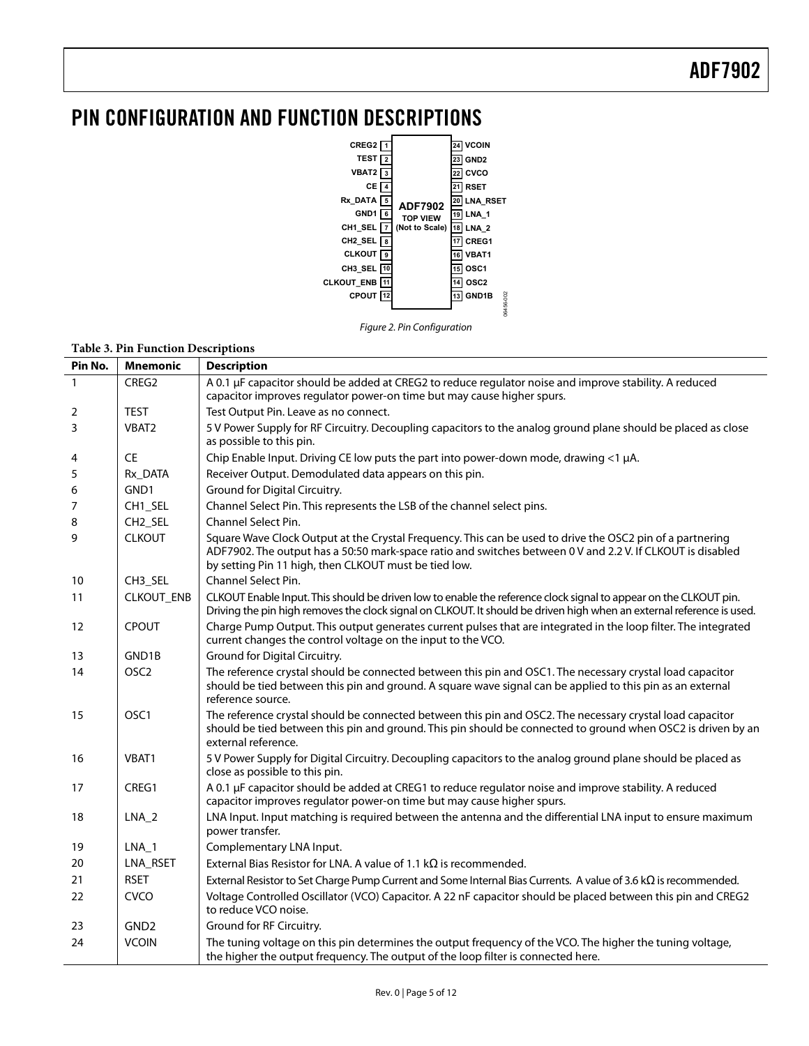# PIN CONFIGURATION AND FUNCTION DESCRIPTIONS

Figure 2. Pin Configuration

**Table 3. Pin Function Descriptions**

| Pin No. | Mnemonic | Description |
|---|---|---|
| 1 | CREG2 | A 0.1 µF capacitor should be added at CREG2 to reduce regulator noise and improve stability. A reduced capacitor improves regulator power-on time but may cause higher spurs. |
| 2 | TEST | Test Output Pin. Leave as no connect. |
| 3 | VBAT2 | 5 V Power Supply for RF Circuitry. Decoupling capacitors to the analog ground plane should be placed as close as possible to this pin. |
| 4 | CE | Chip Enable Input. Driving CE low puts the part into power-down mode, drawing <1 µA. |
| 5 | Rx_DATA | Receiver Output. Demodulated data appears on this pin. |
| 6 | GND1 | Ground for Digital Circuitry. |
| 7 | CH1_SEL | Channel Select Pin. This represents the LSB of the channel select pins. |
| 8 | CH2_SEL | Channel Select Pin. |
| 9 | CLKOUT | Square Wave Clock Output at the Crystal Frequency. This can be used to drive the OSC2 pin of a partnering ADF7902. The output has a 50:50 mark-space ratio and switches between 0 V and 2.2 V. If CLKOUT is disabled by setting Pin 11 high, then CLKOUT must be tied low. |
| 10 | CH3_SEL | Channel Select Pin. |
| 11 | CLKOUT_ENB | CLKOUT Enable Input. This should be driven low to enable the reference clock signal to appear on the CLKOUT pin. Driving the pin high removes the clock signal on CLKOUT. It should be driven high when an external reference is used. |
| 12 | CPOUT | Charge Pump Output. This output generates current pulses that are integrated in the loop filter. The integrated current changes the control voltage on the input to the VCO. |
| 13 | GND1B | Ground for Digital Circuitry. |
| 14 | OSC2 | The reference crystal should be connected between this pin and OSC1. The necessary crystal load capacitor should be tied between this pin and ground. A square wave signal can be applied to this pin as an external reference source. |
| 15 | OSC1 | The reference crystal should be connected between this pin and OSC2. The necessary crystal load capacitor should be tied between this pin and ground. This pin should be connected to ground when OSC2 is driven by an external reference. |
| 16 | VBAT1 | 5 V Power Supply for Digital Circuitry. Decoupling capacitors to the analog ground plane should be placed as close as possible to this pin. |
| 17 | CREG1 | A 0.1 µF capacitor should be added at CREG1 to reduce regulator noise and improve stability. A reduced capacitor improves regulator power-on time but may cause higher spurs. |
| 18 | LNA_2 | LNA Input. Input matching is required between the antenna and the differential LNA input to ensure maximum power transfer. |
| 19 | LNA_1 | Complementary LNA Input. |
| 20 | LNA_RSET | External Bias Resistor for LNA. A value of 1.1 kΩ is recommended. |
| 21 | RSET | External Resistor to Set Charge Pump Current and Some Internal Bias Currents. A value of 3.6 kΩ is recommended. |
| 22 | CVCO | Voltage Controlled Oscillator (VCO) Capacitor. A 22 nF capacitor should be placed between this pin and CREG2 to reduce VCO noise. |
| 23 | GND2 | Ground for RF Circuitry. |
| 24 | VCOIN | The tuning voltage on this pin determines the output frequency of the VCO. The higher the tuning voltage, the higher the output frequency. The output of the loop filter is connected here. |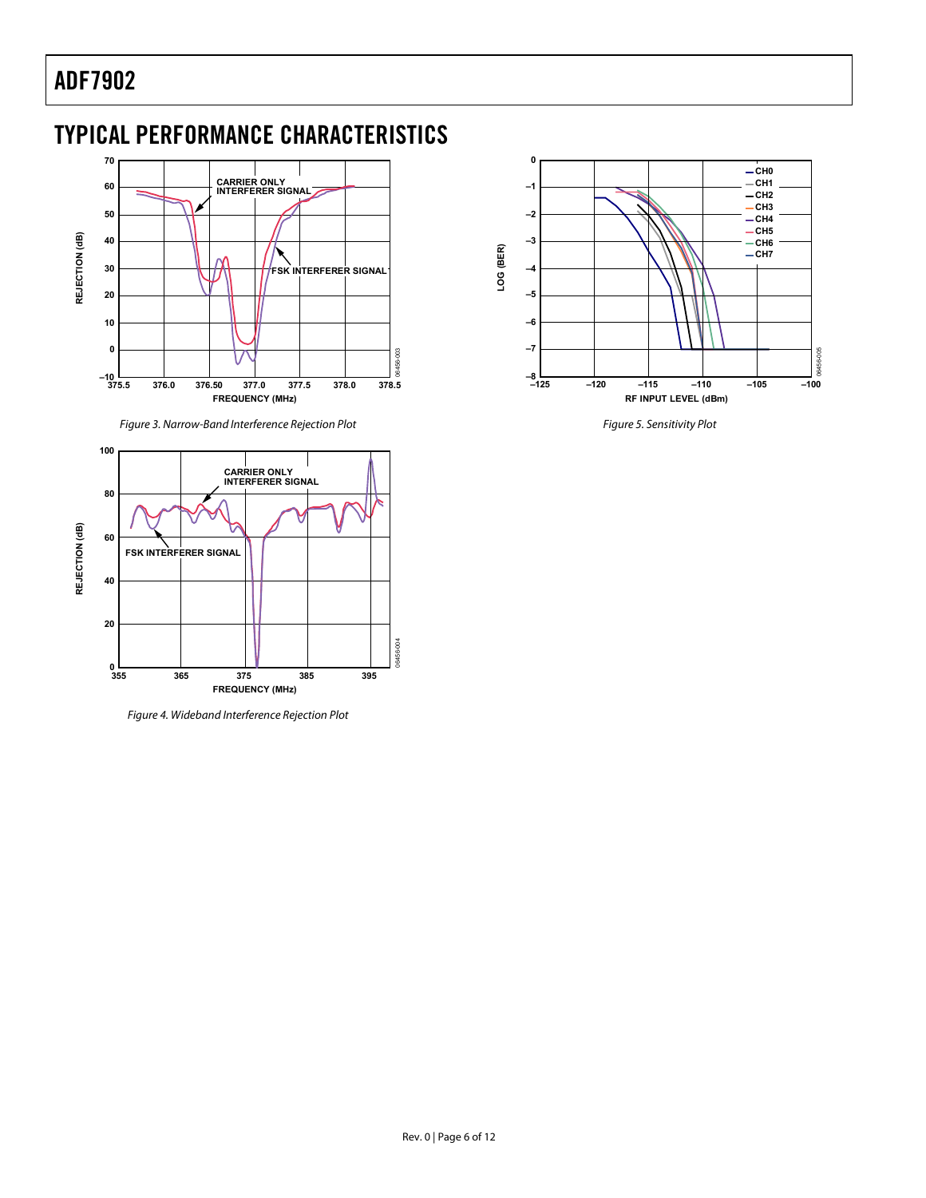## TYPICAL PERFORMANCE CHARACTERISTICS

Figure 3. Narrow-Band Interference Rejection Plot

Figure 4. Wideband Interference Rejection Plot

Figure 5. Sensitivity Plot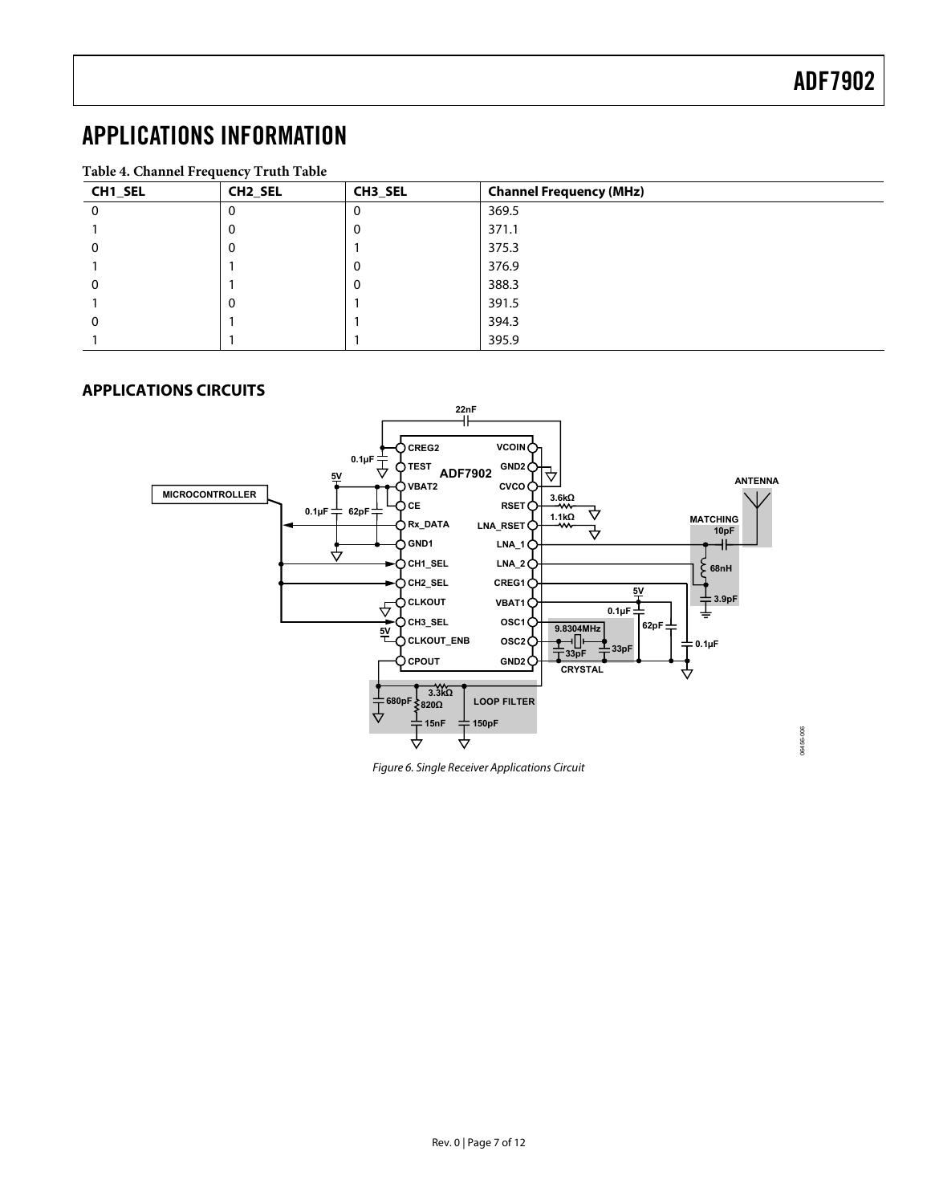# APPLICATIONS INFORMATION

**Table 4. Channel Frequency Truth Table**

| CH1_SEL | CH2_SEL | CH3_SEL | Channel Frequency (MHz) |
|---|---|---|---|
| 0 | 0 | 0 | 369.5 |
| 1 | 0 | 0 | 371.1 |
| 0 | 0 | 1 | 375.3 |
| 1 | 1 | 0 | 376.9 |
| 0 | 1 | 0 | 388.3 |
| 1 | 0 | 1 | 391.5 |
| 0 | 1 | 1 | 394.3 |
| 1 | 1 | 1 | 395.9 |

## APPLICATIONS CIRCUITS

*Figure 6. Single Receiver Applications Circuit*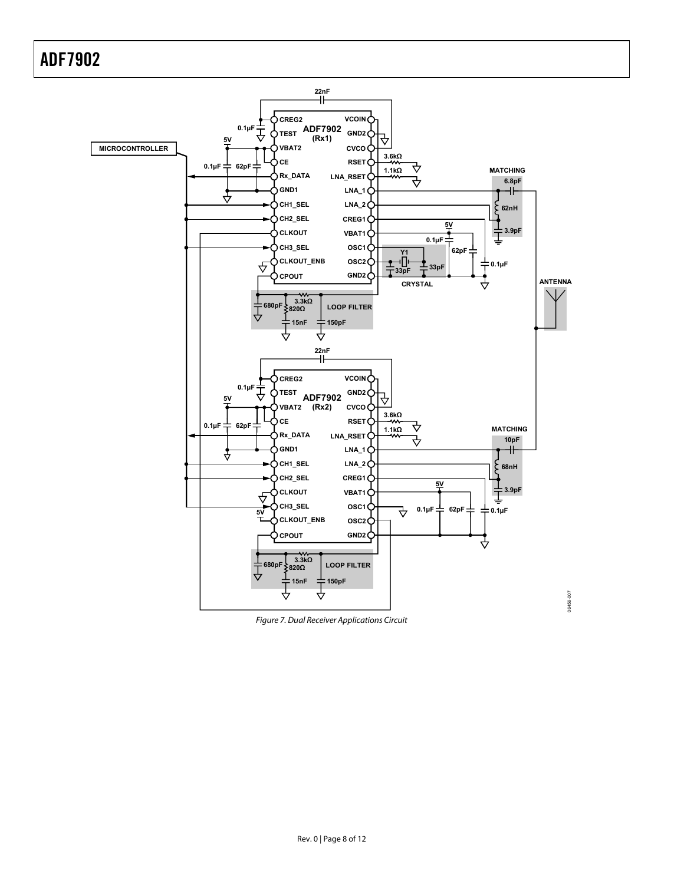Figure 7. Dual Receiver Applications Circuit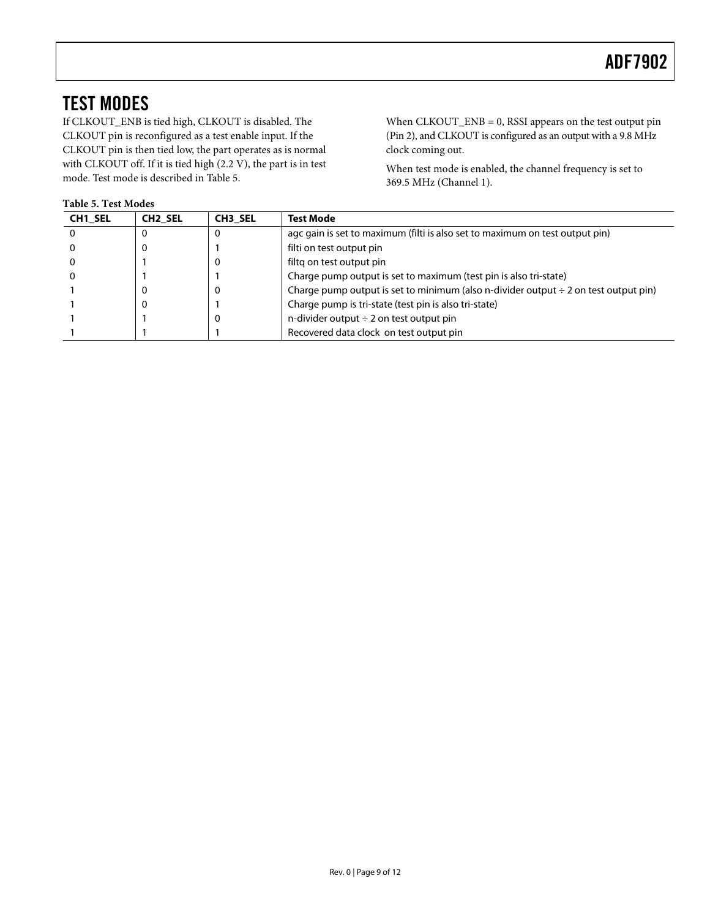# TEST MODES

If CLKOUT_ENB is tied high, CLKOUT is disabled. The CLKOUT pin is reconfigured as a test enable input. If the CLKOUT pin is then tied low, the part operates as is normal with CLKOUT off. If it is tied high (2.2 V), the part is in test mode. Test mode is described in Table 5.

When CLKOUT_ENB = 0, RSSI appears on the test output pin (Pin 2), and CLKOUT is configured as an output with a 9.8 MHz clock coming out.

When test mode is enabled, the channel frequency is set to 369.5 MHz (Channel 1).

**Table 5. Test Modes**

| CH1_SEL | CH2_SEL | CH3_SEL | Test Mode |
|---|---|---|---|
| 0 | 0 | 0 | agc gain is set to maximum (filti is also set to maximum on test output pin) |
| 0 | 0 | 1 | filti on test output pin |
| 0 | 1 | 0 | filtq on test output pin |
| 0 | 1 | 1 | Charge pump output is set to maximum (test pin is also tri-state) |
| 1 | 0 | 0 | Charge pump output is set to minimum (also n-divider output ÷ 2 on test output pin) |
| 1 | 0 | 1 | Charge pump is tri-state (test pin is also tri-state) |
| 1 | 1 | 0 | n-divider output ÷ 2 on test output pin |
| 1 | 1 | 1 | Recovered data clock on test output pin |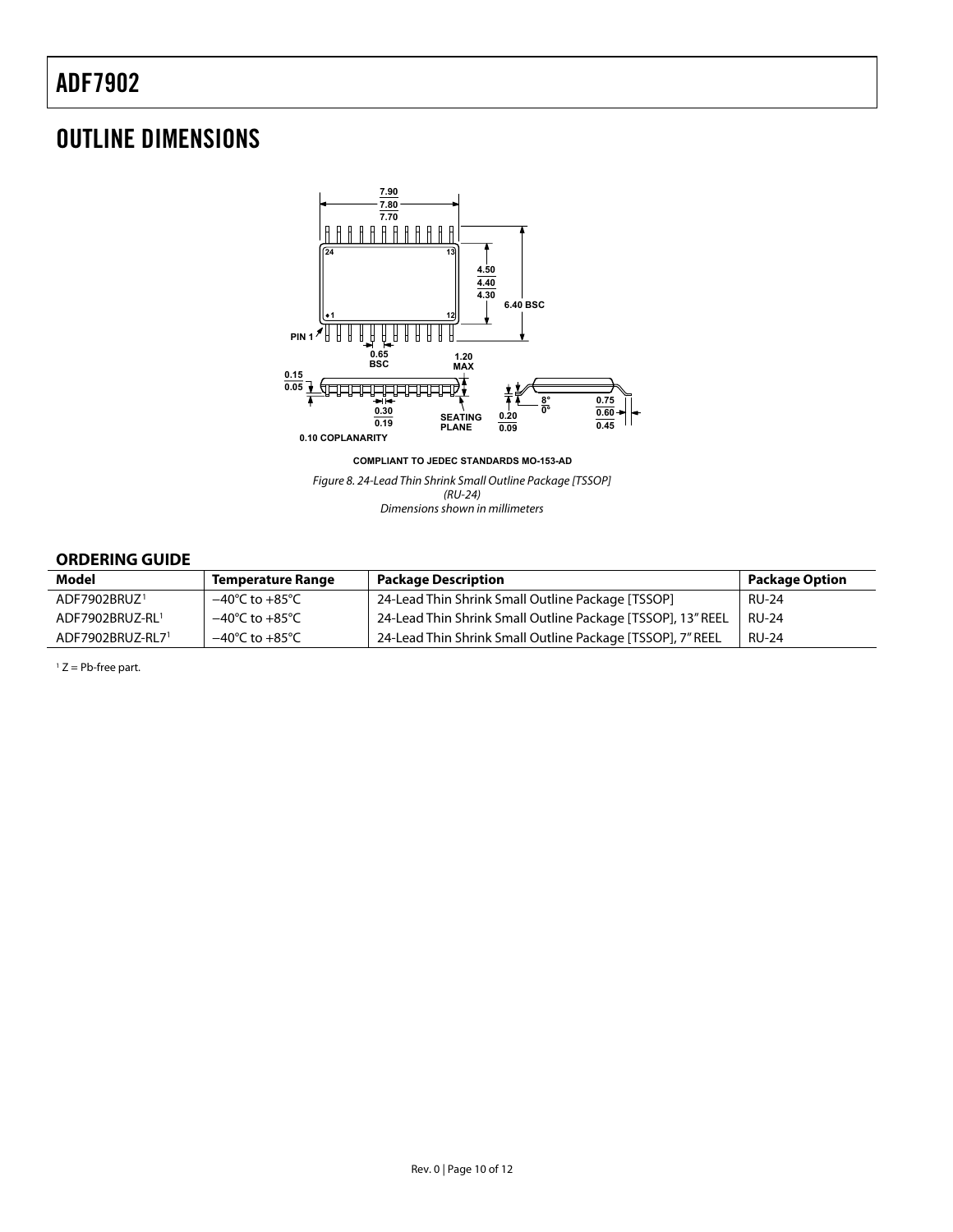## OUTLINE DIMENSIONS

COMPLIANT TO JEDEC STANDARDS MO-153-AD

*Figure 8. 24-Lead Thin Shrink Small Outline Package [TSSOP] (RU-24) Dimensions shown in millimeters*

### ORDERING GUIDE

| Model | Temperature Range | Package Description | Package Option |
|---|---|---|---|
| ADF7902BRUZ[1] | −40°C to +85°C | 24-Lead Thin Shrink Small Outline Package [TSSOP] | RU-24 |
| ADF7902BRUZ-RL[1] | −40°C to +85°C | 24-Lead Thin Shrink Small Outline Package [TSSOP], 13" REEL | RU-24 |
| ADF7902BRUZ-RL7[1] | −40°C to +85°C | 24-Lead Thin Shrink Small Outline Package [TSSOP], 7" REEL | RU-24 |

[1] Z = Pb-free part.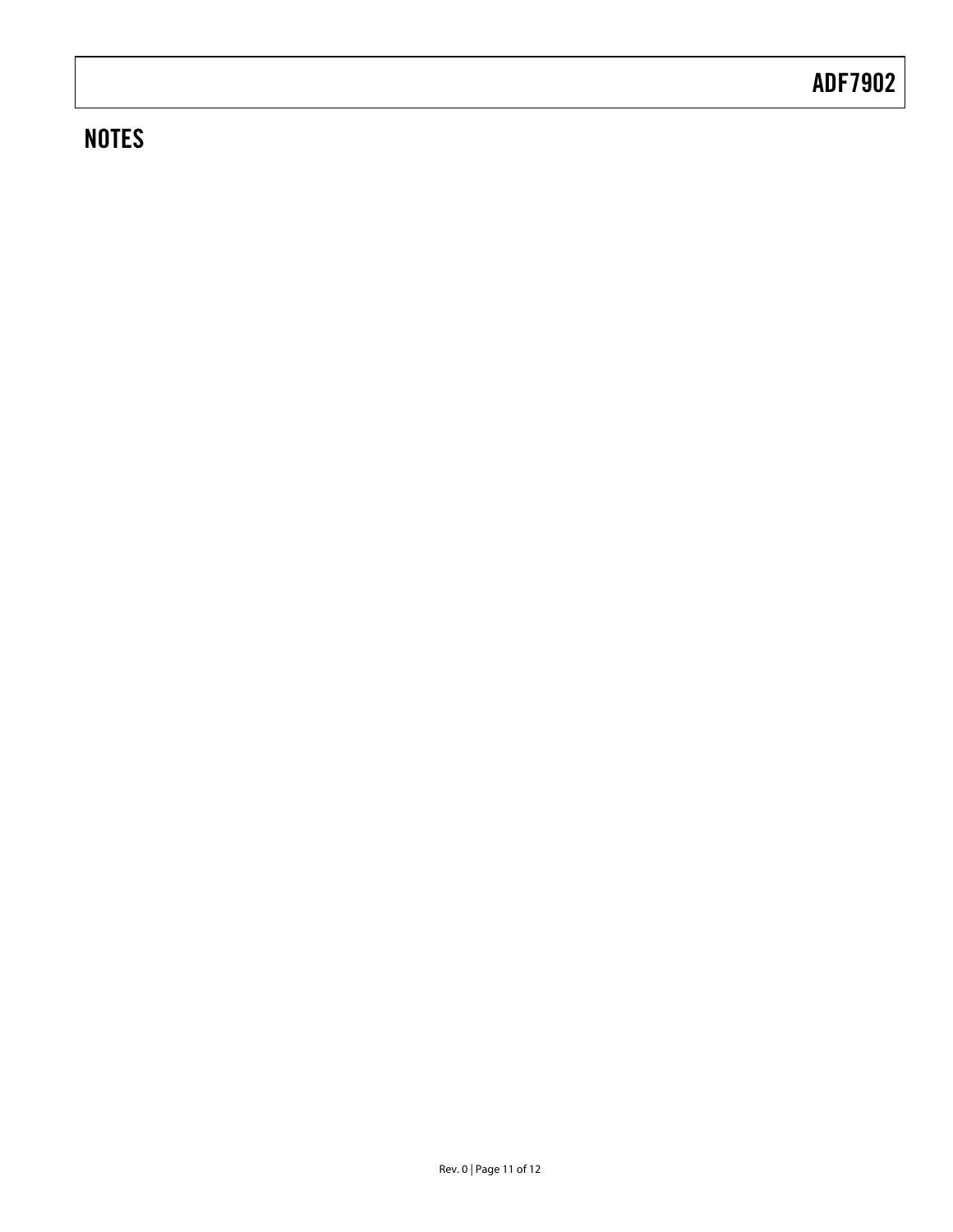## NOTES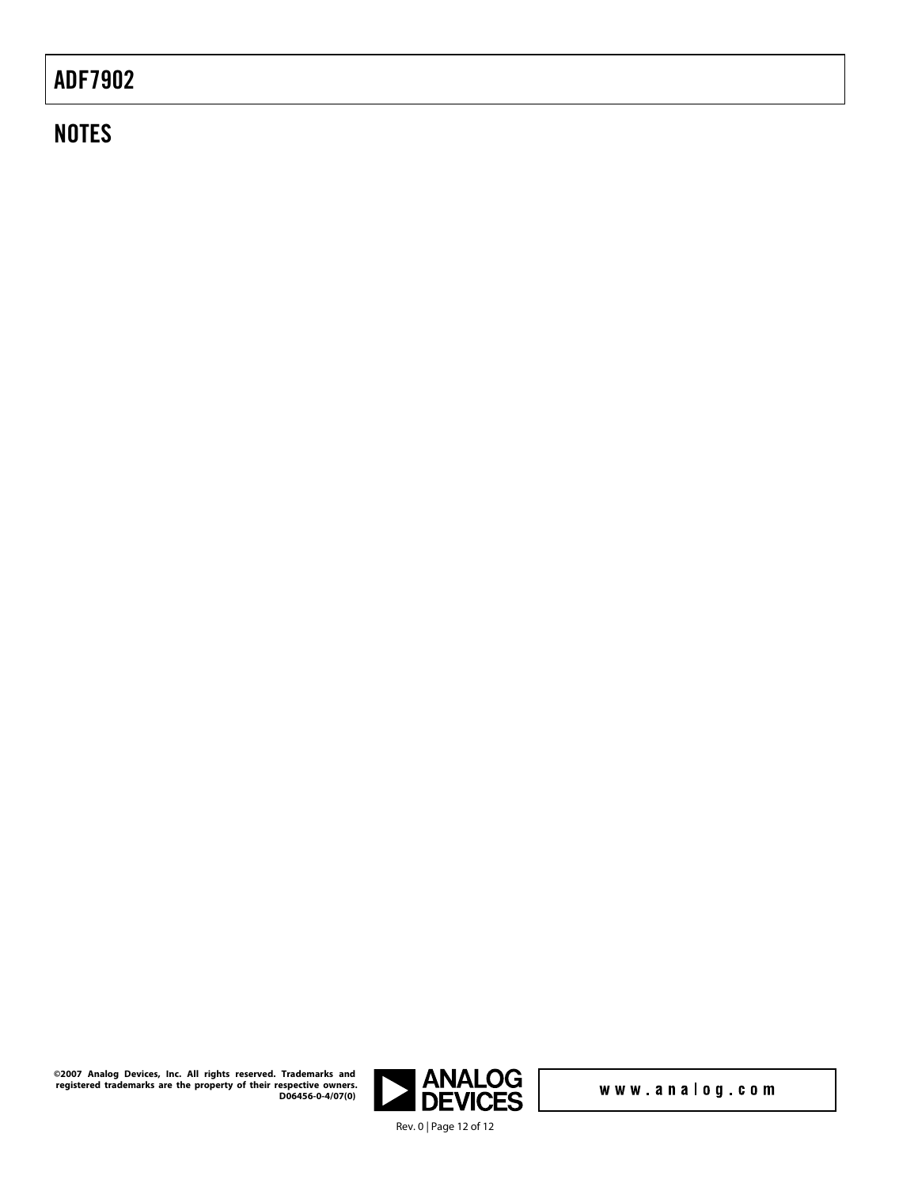## NOTES

©2007 Analog Devices, Inc. All rights reserved. Trademarks and registered trademarks are the property of their respective owners.
D06456-0-4/07(0)